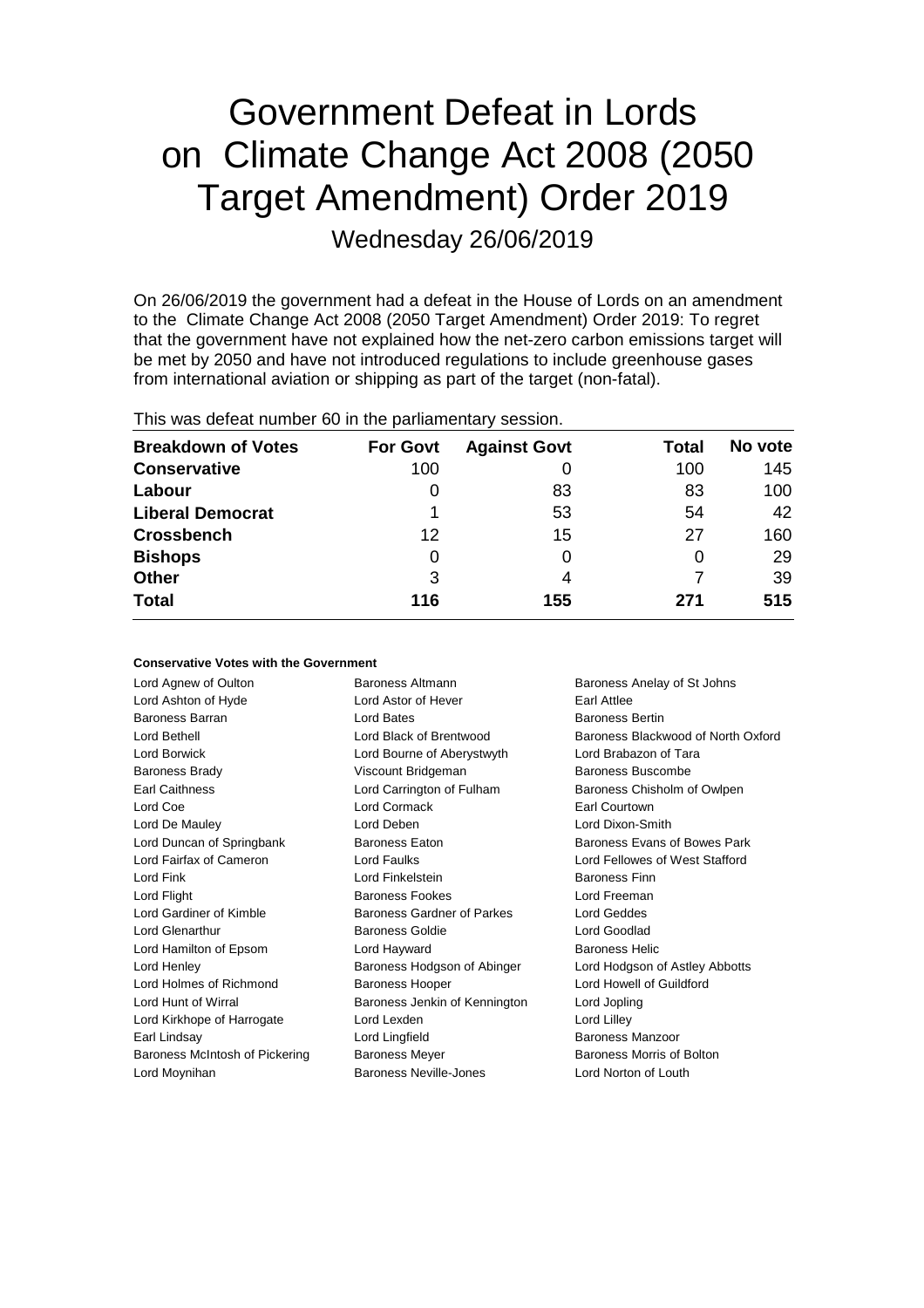# Government Defeat in Lords on Climate Change Act 2008 (2050 Target Amendment) Order 2019

Wednesday 26/06/2019

On 26/06/2019 the government had a defeat in the House of Lords on an amendment to the Climate Change Act 2008 (2050 Target Amendment) Order 2019: To regret that the government have not explained how the net-zero carbon emissions target will be met by 2050 and have not introduced regulations to include greenhouse gases from international aviation or shipping as part of the target (non-fatal).

This was defeat number 60 in the parliamentary session.

| Breakdown of Votes | For Govt | Against Govt | Total | No vote |
|---|---|---|---|---|
| **Conservative** | 100 | 0 | 100 | 145 |
| **Labour** | 0 | 83 | 83 | 100 |
| **Liberal Democrat** | 1 | 53 | 54 | 42 |
| **Crossbench** | 12 | 15 | 27 | 160 |
| **Bishops** | 0 | 0 | 0 | 29 |
| **Other** | 3 | 4 | 7 | 39 |
| **Total** | **116** | **155** | **271** | **515** |

#### Conservative Votes with the Government

| | | |
|---|---|---|
| Lord Agnew of Oulton | Baroness Altmann | Baroness Anelay of St Johns |
| Lord Ashton of Hyde | Lord Astor of Hever | Earl Attlee |
| Baroness Barran | Lord Bates | Baroness Bertin |
| Lord Bethell | Lord Black of Brentwood | Baroness Blackwood of North Oxford |
| Lord Borwick | Lord Bourne of Aberystwyth | Lord Brabazon of Tara |
| Baroness Brady | Viscount Bridgeman | Baroness Buscombe |
| Earl Caithness | Lord Carrington of Fulham | Baroness Chisholm of Owlpen |
| Lord Coe | Lord Cormack | Earl Courtown |
| Lord De Mauley | Lord Deben | Lord Dixon-Smith |
| Lord Duncan of Springbank | Baroness Eaton | Baroness Evans of Bowes Park |
| Lord Fairfax of Cameron | Lord Faulks | Lord Fellowes of West Stafford |
| Lord Fink | Lord Finkelstein | Baroness Finn |
| Lord Flight | Baroness Fookes | Lord Freeman |
| Lord Gardiner of Kimble | Baroness Gardner of Parkes | Lord Geddes |
| Lord Glenarthur | Baroness Goldie | Lord Goodlad |
| Lord Hamilton of Epsom | Lord Hayward | Baroness Helic |
| Lord Henley | Baroness Hodgson of Abinger | Lord Hodgson of Astley Abbotts |
| Lord Holmes of Richmond | Baroness Hooper | Lord Howell of Guildford |
| Lord Hunt of Wirral | Baroness Jenkin of Kennington | Lord Jopling |
| Lord Kirkhope of Harrogate | Lord Lexden | Lord Lilley |
| Earl Lindsay | Lord Lingfield | Baroness Manzoor |
| Baroness McIntosh of Pickering | Baroness Meyer | Baroness Morris of Bolton |
| Lord Moynihan | Baroness Neville-Jones | Lord Norton of Louth |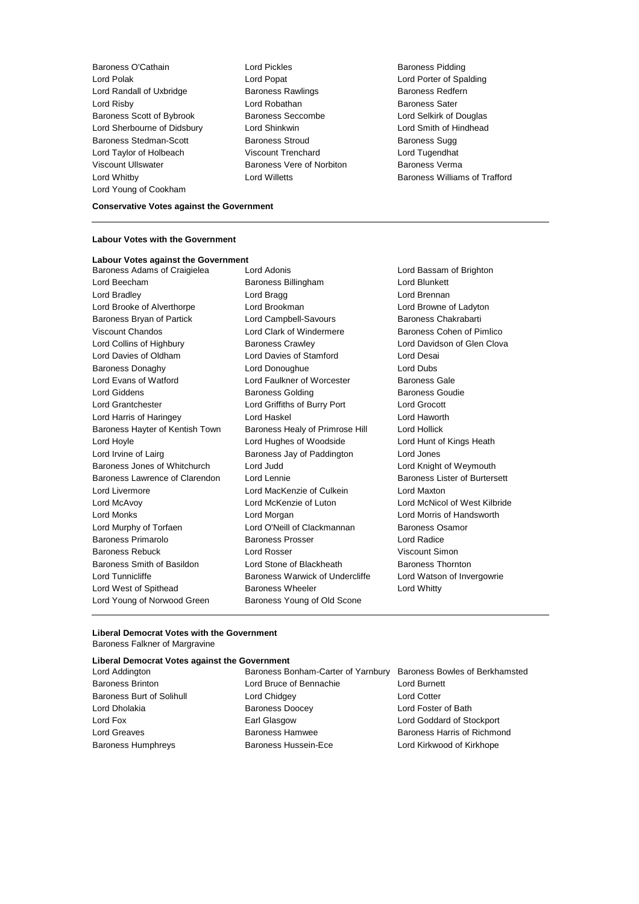Baroness O'Cathain
Lord Pickles
Baroness Pidding
Lord Polak
Lord Popat
Lord Porter of Spalding
Lord Randall of Uxbridge
Baroness Rawlings
Baroness Redfern
Lord Risby
Lord Robathan
Baroness Sater
Baroness Scott of Bybrook
Baroness Seccombe
Lord Selkirk of Douglas
Lord Sherbourne of Didsbury
Lord Shinkwin
Lord Smith of Hindhead
Baroness Stedman-Scott
Baroness Stroud
Baroness Sugg
Lord Taylor of Holbeach
Viscount Trenchard
Lord Tugendhat
Viscount Ullswater
Baroness Vere of Norbiton
Baroness Verma
Lord Whitby
Lord Willetts
Baroness Williams of Trafford
Lord Young of Cookham

**Conservative Votes against the Government**

---

**Labour Votes with the Government**

**Labour Votes against the Government**

Baroness Adams of Craigielea
Lord Adonis
Lord Bassam of Brighton
Lord Beecham
Baroness Billingham
Lord Blunkett
Lord Bradley
Lord Bragg
Lord Brennan
Lord Brooke of Alverthorpe
Lord Brookman
Lord Browne of Ladyton
Baroness Bryan of Partick
Lord Campbell-Savours
Baroness Chakrabarti
Viscount Chandos
Lord Clark of Windermere
Baroness Cohen of Pimlico
Lord Collins of Highbury
Baroness Crawley
Lord Davidson of Glen Clova
Lord Davies of Oldham
Lord Davies of Stamford
Lord Desai
Baroness Donaghy
Lord Donoughue
Lord Dubs
Lord Evans of Watford
Lord Faulkner of Worcester
Baroness Gale
Lord Giddens
Baroness Golding
Baroness Goudie
Lord Grantchester
Lord Griffiths of Burry Port
Lord Grocott
Lord Harris of Haringey
Lord Haskel
Lord Haworth
Baroness Hayter of Kentish Town
Baroness Healy of Primrose Hill
Lord Hollick
Lord Hoyle
Lord Hughes of Woodside
Lord Hunt of Kings Heath
Lord Irvine of Lairg
Baroness Jay of Paddington
Lord Jones
Baroness Jones of Whitchurch
Lord Judd
Lord Knight of Weymouth
Baroness Lawrence of Clarendon
Lord Lennie
Baroness Lister of Burtersett
Lord Livermore
Lord MacKenzie of Culkein
Lord Maxton
Lord McAvoy
Lord McKenzie of Luton
Lord McNicol of West Kilbride
Lord Monks
Lord Morgan
Lord Morris of Handsworth
Lord Murphy of Torfaen
Lord O'Neill of Clackmannan
Baroness Osamor
Baroness Primarolo
Baroness Prosser
Lord Radice
Baroness Rebuck
Lord Rosser
Viscount Simon
Baroness Smith of Basildon
Lord Stone of Blackheath
Baroness Thornton
Lord Tunnicliffe
Baroness Warwick of Undercliffe
Lord Watson of Invergowrie
Lord West of Spithead
Baroness Wheeler
Lord Whitty
Lord Young of Norwood Green
Baroness Young of Old Scone

---

**Liberal Democrat Votes with the Government**

Baroness Falkner of Margravine

**Liberal Democrat Votes against the Government**

Lord Addington
Baroness Bonham-Carter of Yarnbury
Baroness Bowles of Berkhamsted
Baroness Brinton
Lord Bruce of Bennachie
Lord Burnett
Baroness Burt of Solihull
Lord Chidgey
Lord Cotter
Lord Dholakia
Baroness Doocey
Lord Foster of Bath
Lord Fox
Earl Glasgow
Lord Goddard of Stockport
Lord Greaves
Baroness Hamwee
Baroness Harris of Richmond
Baroness Humphreys
Baroness Hussein-Ece
Lord Kirkwood of Kirkhope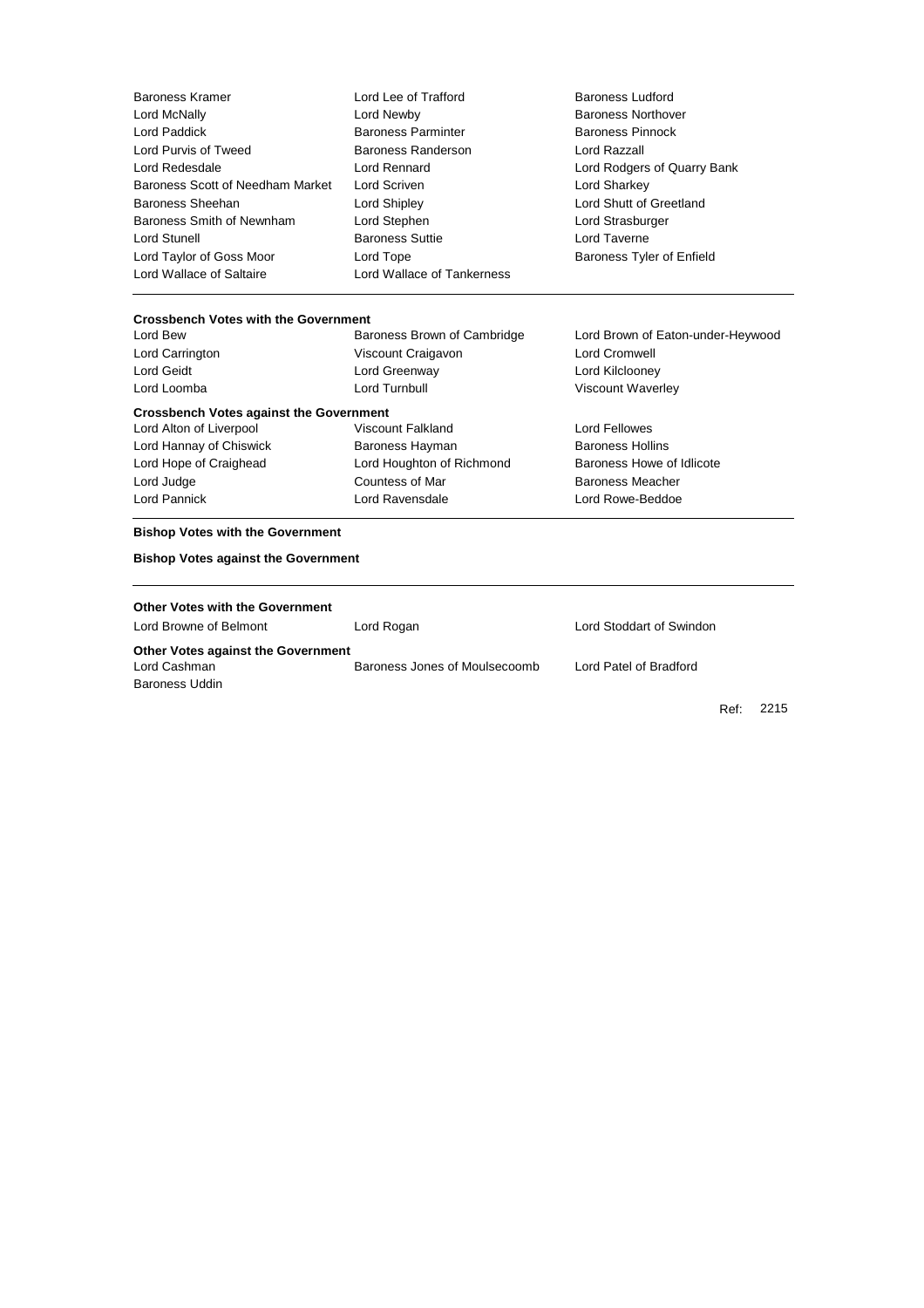| | | |
|---|---|---|
| Baroness Kramer | Lord Lee of Trafford | Baroness Ludford |
| Lord McNally | Lord Newby | Baroness Northover |
| Lord Paddick | Baroness Parminter | Baroness Pinnock |
| Lord Purvis of Tweed | Baroness Randerson | Lord Razzall |
| Lord Redesdale | Lord Rennard | Lord Rodgers of Quarry Bank |
| Baroness Scott of Needham Market | Lord Scriven | Lord Sharkey |
| Baroness Sheehan | Lord Shipley | Lord Shutt of Greetland |
| Baroness Smith of Newnham | Lord Stephen | Lord Strasburger |
| Lord Stunell | Baroness Suttie | Lord Taverne |
| Lord Taylor of Goss Moor | Lord Tope | Baroness Tyler of Enfield |
| Lord Wallace of Saltaire | Lord Wallace of Tankerness | |

**Crossbench Votes with the Government**

| | | |
|---|---|---|
| Lord Bew | Baroness Brown of Cambridge | Lord Brown of Eaton-under-Heywood |
| Lord Carrington | Viscount Craigavon | Lord Cromwell |
| Lord Geidt | Lord Greenway | Lord Kilclooney |
| Lord Loomba | Lord Turnbull | Viscount Waverley |

**Crossbench Votes against the Government**

| | | |
|---|---|---|
| Lord Alton of Liverpool | Viscount Falkland | Lord Fellowes |
| Lord Hannay of Chiswick | Baroness Hayman | Baroness Hollins |
| Lord Hope of Craighead | Lord Houghton of Richmond | Baroness Howe of Idlicote |
| Lord Judge | Countess of Mar | Baroness Meacher |
| Lord Pannick | Lord Ravensdale | Lord Rowe-Beddoe |

**Bishop Votes with the Government**

**Bishop Votes against the Government**

**Other Votes with the Government**

| | | |
|---|---|---|
| Lord Browne of Belmont | Lord Rogan | Lord Stoddart of Swindon |

**Other Votes against the Government**

| | | |
|---|---|---|
| Lord Cashman | Baroness Jones of Moulsecoomb | Lord Patel of Bradford |
| Baroness Uddin | | |

Ref: 2215